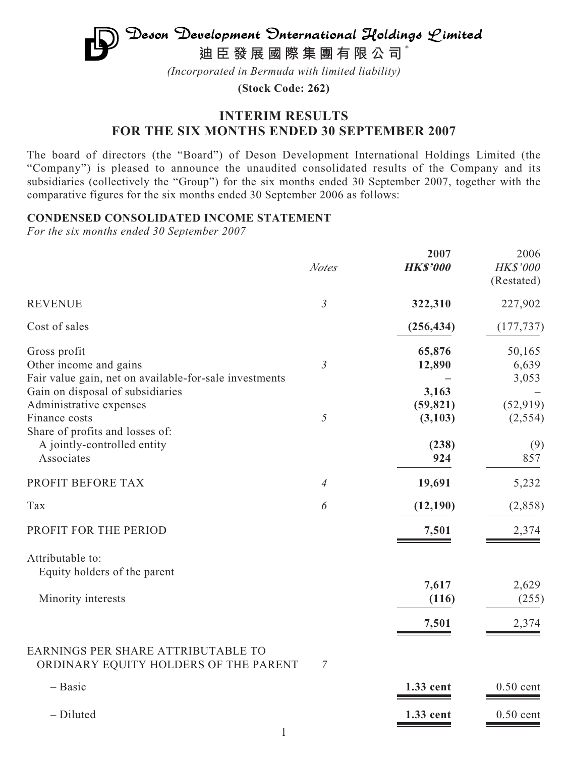# Deson Development International Holdings Limited

**迪臣發展國際集團有限公司*** 

*(Incorporated in Bermuda with limited liability)*

**(Stock Code: 262)**

## INTERIM RESULTS FOR THE SIX MONTHS ENDED 30 SEPTEMBER 2007

The board of directors (the "Board") of Deson Development International Holdings Limited (the "Company") is pleased to announce the unaudited consolidated results of the Company and its subsidiaries (collectively the "Group") for the six months ended 30 September 2007, together with the comparative figures for the six months ended 30 September 2006 as follows:

### CONDENSED CONSOLIDATED INCOME STATEMENT

*For the six months ended 30 September 2007*

| | *Notes* | **2007** *HK$'000* | 2006 *HK$'000* (Restated) |
|---|---|---|---|
| REVENUE | *3* | **322,310** | 227,902 |
| Cost of sales | | **(256,434)** | (177,737) |
| Gross profit | | **65,876** | 50,165 |
| Other income and gains | *3* | **12,890** | 6,639 |
| Fair value gain, net on available-for-sale investments | | **–** | 3,053 |
| Gain on disposal of subsidiaries | | **3,163** | – |
| Administrative expenses | | **(59,821)** | (52,919) |
| Finance costs | *5* | **(3,103)** | (2,554) |
| Share of profits and losses of: | | | |
| A jointly-controlled entity | | **(238)** | (9) |
| Associates | | **924** | 857 |
| PROFIT BEFORE TAX | *4* | **19,691** | 5,232 |
| Tax | *6* | **(12,190)** | (2,858) |
| PROFIT FOR THE PERIOD | | **7,501** | 2,374 |
| Attributable to: | | | |
| Equity holders of the parent | | **7,617** | 2,629 |
| Minority interests | | **(116)** | (255) |
| | | **7,501** | 2,374 |
| EARNINGS PER SHARE ATTRIBUTABLE TO ORDINARY EQUITY HOLDERS OF THE PARENT | *7* | | |
| – Basic | | **1.33 cent** | 0.50 cent |
| – Diluted | | **1.33 cent** | 0.50 cent |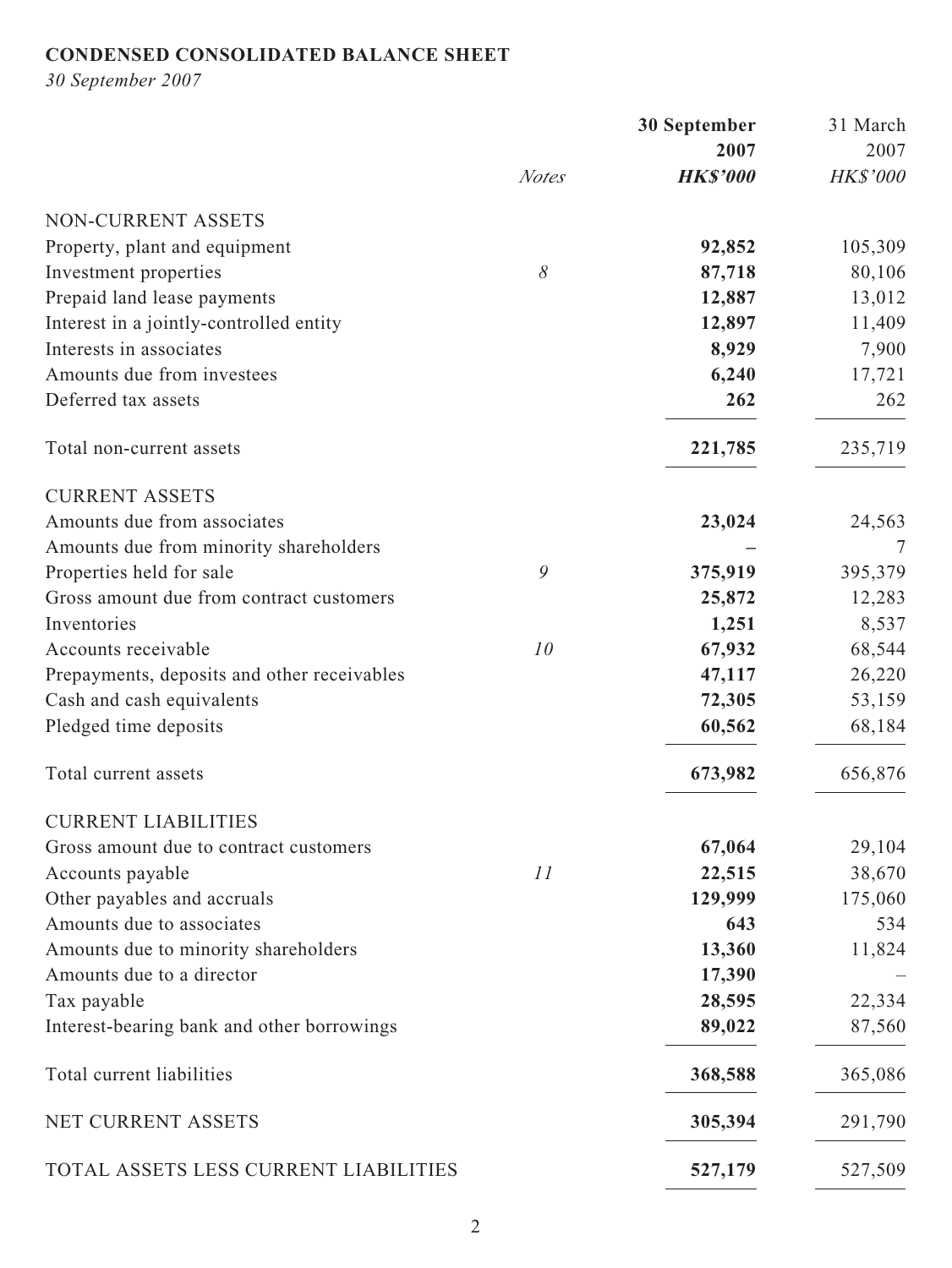**CONDENSED CONSOLIDATED BALANCE SHEET**

*30 September 2007*

| | Notes | 30 September 2007 HK$'000 | 31 March 2007 HK$'000 |
|---|---|---|---|
| NON-CURRENT ASSETS | | | |
| Property, plant and equipment | | **92,852** | 105,309 |
| Investment properties | 8 | **87,718** | 80,106 |
| Prepaid land lease payments | | **12,887** | 13,012 |
| Interest in a jointly-controlled entity | | **12,897** | 11,409 |
| Interests in associates | | **8,929** | 7,900 |
| Amounts due from investees | | **6,240** | 17,721 |
| Deferred tax assets | | **262** | 262 |
| Total non-current assets | | **221,785** | 235,719 |
| CURRENT ASSETS | | | |
| Amounts due from associates | | **23,024** | 24,563 |
| Amounts due from minority shareholders | | **–** | 7 |
| Properties held for sale | 9 | **375,919** | 395,379 |
| Gross amount due from contract customers | | **25,872** | 12,283 |
| Inventories | | **1,251** | 8,537 |
| Accounts receivable | 10 | **67,932** | 68,544 |
| Prepayments, deposits and other receivables | | **47,117** | 26,220 |
| Cash and cash equivalents | | **72,305** | 53,159 |
| Pledged time deposits | | **60,562** | 68,184 |
| Total current assets | | **673,982** | 656,876 |
| CURRENT LIABILITIES | | | |
| Gross amount due to contract customers | | **67,064** | 29,104 |
| Accounts payable | 11 | **22,515** | 38,670 |
| Other payables and accruals | | **129,999** | 175,060 |
| Amounts due to associates | | **643** | 534 |
| Amounts due to minority shareholders | | **13,360** | 11,824 |
| Amounts due to a director | | **17,390** | – |
| Tax payable | | **28,595** | 22,334 |
| Interest-bearing bank and other borrowings | | **89,022** | 87,560 |
| Total current liabilities | | **368,588** | 365,086 |
| NET CURRENT ASSETS | | **305,394** | 291,790 |
| TOTAL ASSETS LESS CURRENT LIABILITIES | | **527,179** | 527,509 |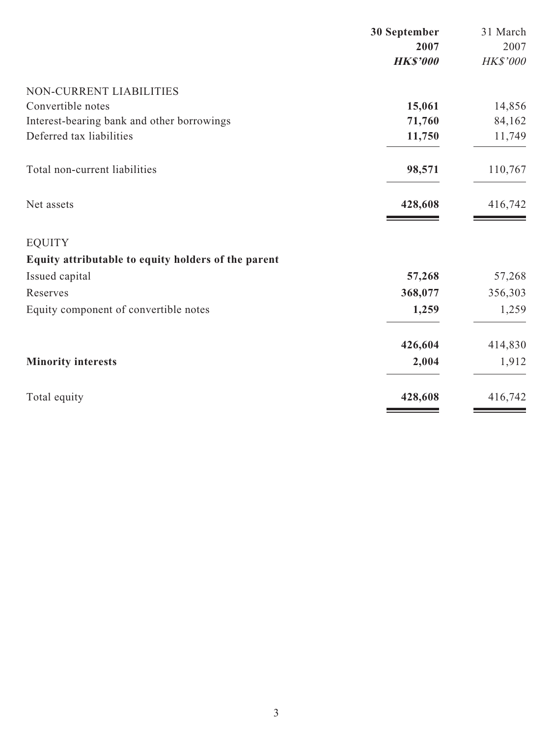| | 30 September 2007 | 31 March 2007 |
|---|---|---|
| | ***HK$'000*** | *HK$'000* |
| NON-CURRENT LIABILITIES | | |
| Convertible notes | **15,061** | 14,856 |
| Interest-bearing bank and other borrowings | **71,760** | 84,162 |
| Deferred tax liabilities | **11,750** | 11,749 |
| Total non-current liabilities | **98,571** | 110,767 |
| Net assets | **428,608** | 416,742 |
| EQUITY | | |
| **Equity attributable to equity holders of the parent** | | |
| Issued capital | **57,268** | 57,268 |
| Reserves | **368,077** | 356,303 |
| Equity component of convertible notes | **1,259** | 1,259 |
| | **426,604** | 414,830 |
| **Minority interests** | **2,004** | 1,912 |
| Total equity | **428,608** | 416,742 |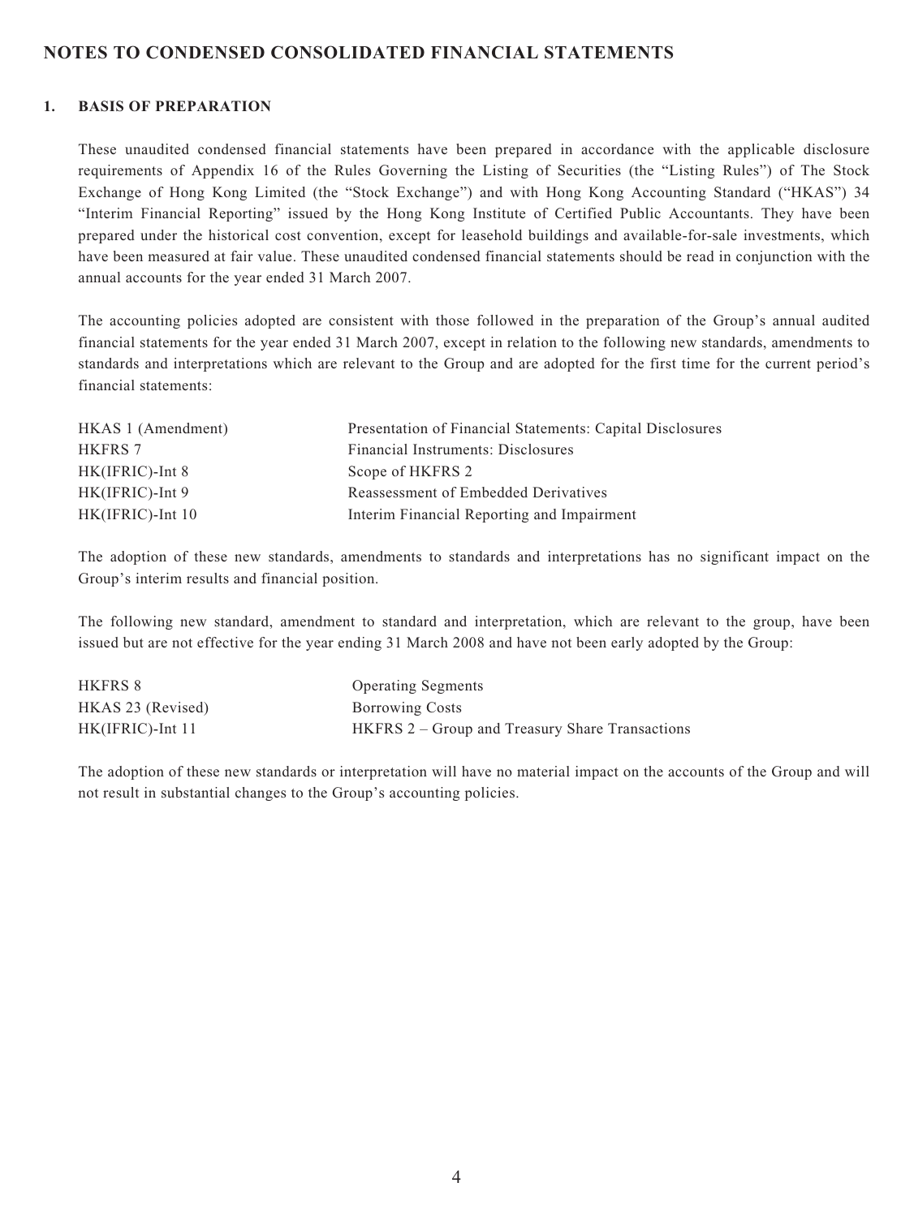## NOTES TO CONDENSED CONSOLIDATED FINANCIAL STATEMENTS

### 1. BASIS OF PREPARATION

These unaudited condensed financial statements have been prepared in accordance with the applicable disclosure requirements of Appendix 16 of the Rules Governing the Listing of Securities (the "Listing Rules") of The Stock Exchange of Hong Kong Limited (the "Stock Exchange") and with Hong Kong Accounting Standard ("HKAS") 34 "Interim Financial Reporting" issued by the Hong Kong Institute of Certified Public Accountants. They have been prepared under the historical cost convention, except for leasehold buildings and available-for-sale investments, which have been measured at fair value. These unaudited condensed financial statements should be read in conjunction with the annual accounts for the year ended 31 March 2007.

The accounting policies adopted are consistent with those followed in the preparation of the Group's annual audited financial statements for the year ended 31 March 2007, except in relation to the following new standards, amendments to standards and interpretations which are relevant to the Group and are adopted for the first time for the current period's financial statements:

| | |
|---|---|
| HKAS 1 (Amendment) | Presentation of Financial Statements: Capital Disclosures |
| HKFRS 7 | Financial Instruments: Disclosures |
| HK(IFRIC)-Int 8 | Scope of HKFRS 2 |
| HK(IFRIC)-Int 9 | Reassessment of Embedded Derivatives |
| HK(IFRIC)-Int 10 | Interim Financial Reporting and Impairment |

The adoption of these new standards, amendments to standards and interpretations has no significant impact on the Group's interim results and financial position.

The following new standard, amendment to standard and interpretation, which are relevant to the group, have been issued but are not effective for the year ending 31 March 2008 and have not been early adopted by the Group:

| | |
|---|---|
| HKFRS 8 | Operating Segments |
| HKAS 23 (Revised) | Borrowing Costs |
| HK(IFRIC)-Int 11 | HKFRS 2 – Group and Treasury Share Transactions |

The adoption of these new standards or interpretation will have no material impact on the accounts of the Group and will not result in substantial changes to the Group's accounting policies.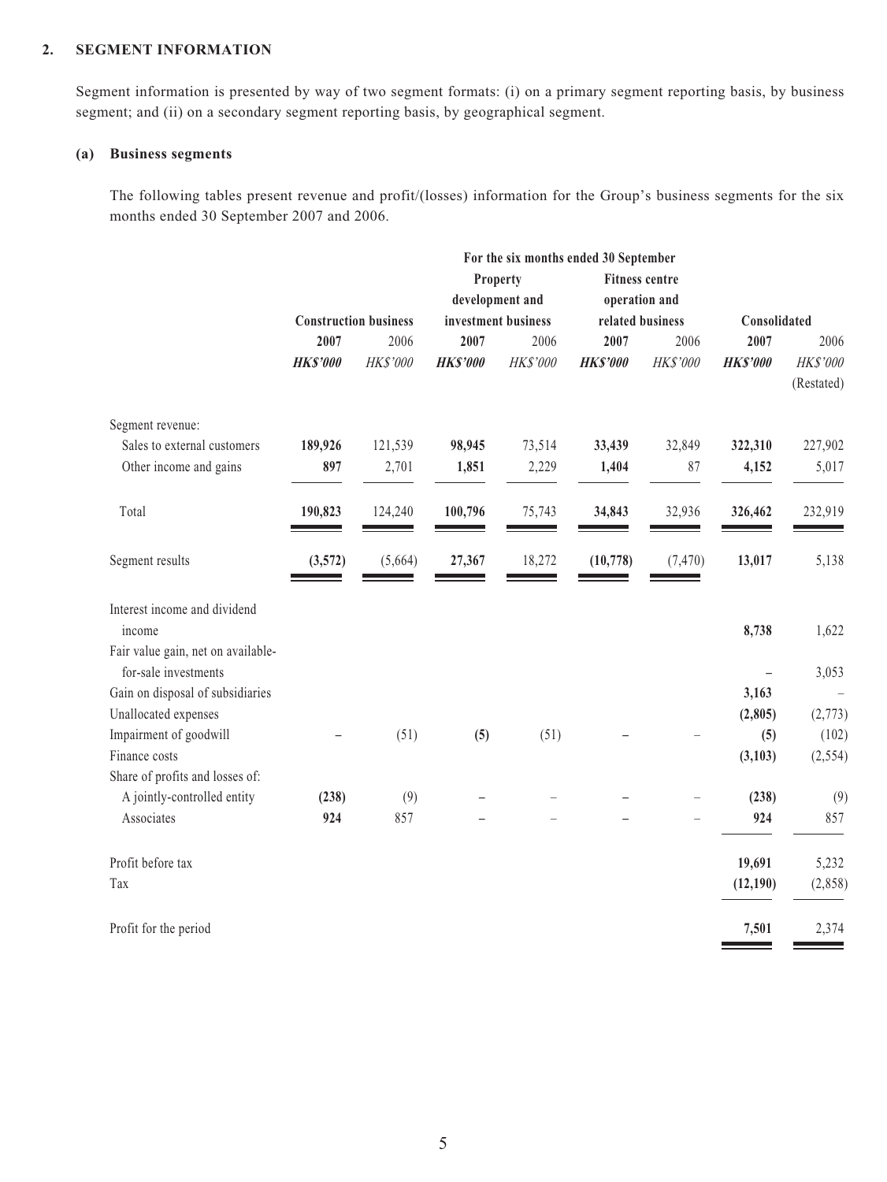## 2. SEGMENT INFORMATION

Segment information is presented by way of two segment formats: (i) on a primary segment reporting basis, by business segment; and (ii) on a secondary segment reporting basis, by geographical segment.

### (a) Business segments

The following tables present revenue and profit/(losses) information for the Group's business segments for the six months ended 30 September 2007 and 2006.

| | For the six months ended 30 September | | | | | | | |
|---|---|---|---|---|---|---|---|---|
| | Construction business | | Property development and investment business | | Fitness centre operation and related business | | Consolidated | |
| | **2007** | 2006 | **2007** | 2006 | **2007** | 2006 | **2007** | 2006 |
| | ***HK$'000*** | *HK$'000* | ***HK$'000*** | *HK$'000* | ***HK$'000*** | *HK$'000* | ***HK$'000*** | *HK$'000* (Restated) |
| Segment revenue: | | | | | | | | |
| Sales to external customers | **189,926** | 121,539 | **98,945** | 73,514 | **33,439** | 32,849 | **322,310** | 227,902 |
| Other income and gains | **897** | 2,701 | **1,851** | 2,229 | **1,404** | 87 | **4,152** | 5,017 |
| Total | **190,823** | 124,240 | **100,796** | 75,743 | **34,843** | 32,936 | **326,462** | 232,919 |
| Segment results | **(3,572)** | (5,664) | **27,367** | 18,272 | **(10,778)** | (7,470) | **13,017** | 5,138 |
| Interest income and dividend income | | | | | | | **8,738** | 1,622 |
| Fair value gain, net on available-for-sale investments | | | | | | | **–** | 3,053 |
| Gain on disposal of subsidiaries | | | | | | | **3,163** | – |
| Unallocated expenses | | | | | | | **(2,805)** | (2,773) |
| Impairment of goodwill | **–** | (51) | **(5)** | (51) | **–** | – | **(5)** | (102) |
| Finance costs | | | | | | | **(3,103)** | (2,554) |
| Share of profits and losses of: | | | | | | | | |
| A jointly-controlled entity | **(238)** | (9) | **–** | – | **–** | – | **(238)** | (9) |
| Associates | **924** | 857 | **–** | – | **–** | – | **924** | 857 |
| Profit before tax | | | | | | | **19,691** | 5,232 |
| Tax | | | | | | | **(12,190)** | (2,858) |
| Profit for the period | | | | | | | **7,501** | 2,374 |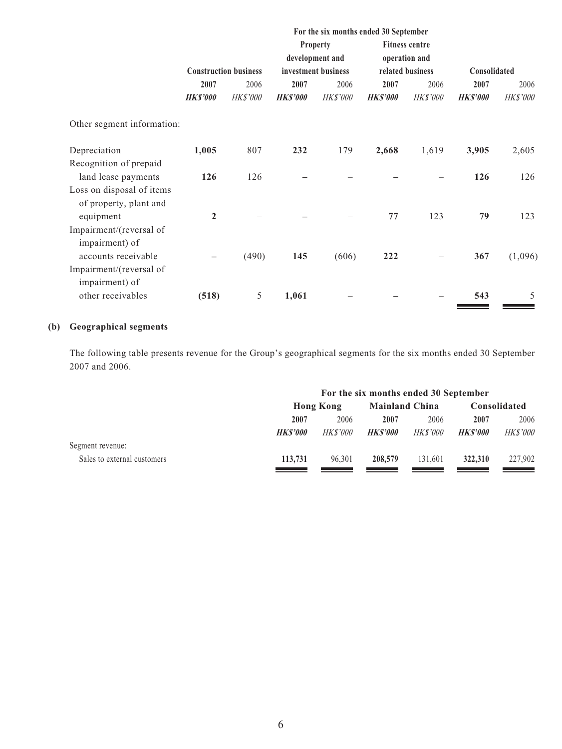| | For the six months ended 30 September | | | | | | | |
|---|---|---|---|---|---|---|---|---|
| | Construction business | | Property development and investment business | | Fitness centre operation and related business | | Consolidated | |
| | **2007** | 2006 | **2007** | 2006 | **2007** | 2006 | **2007** | 2006 |
| | ***HK$'000*** | *HK$'000* | ***HK$'000*** | *HK$'000* | ***HK$'000*** | *HK$'000* | ***HK$'000*** | *HK$'000* |
| Other segment information: | | | | | | | | |
| Depreciation | **1,005** | 807 | **232** | 179 | **2,668** | 1,619 | **3,905** | 2,605 |
| Recognition of prepaid land lease payments | **126** | 126 | **–** | – | **–** | – | **126** | 126 |
| Loss on disposal of items of property, plant and equipment | **2** | – | **–** | – | **77** | 123 | **79** | 123 |
| Impairment/(reversal of impairment) of accounts receivable | **–** | (490) | **145** | (606) | **222** | – | **367** | (1,096) |
| Impairment/(reversal of impairment) of other receivables | **(518)** | 5 | **1,061** | – | **–** | – | **543** | 5 |

**(b) Geographical segments**

The following table presents revenue for the Group's geographical segments for the six months ended 30 September 2007 and 2006.

| | For the six months ended 30 September | | | | | |
|---|---|---|---|---|---|---|
| | Hong Kong | | Mainland China | | Consolidated | |
| | **2007** | 2006 | **2007** | 2006 | **2007** | 2006 |
| | ***HK$'000*** | *HK$'000* | ***HK$'000*** | *HK$'000* | ***HK$'000*** | *HK$'000* |
| Segment revenue: | | | | | | |
| Sales to external customers | **113,731** | 96,301 | **208,579** | 131,601 | **322,310** | 227,902 |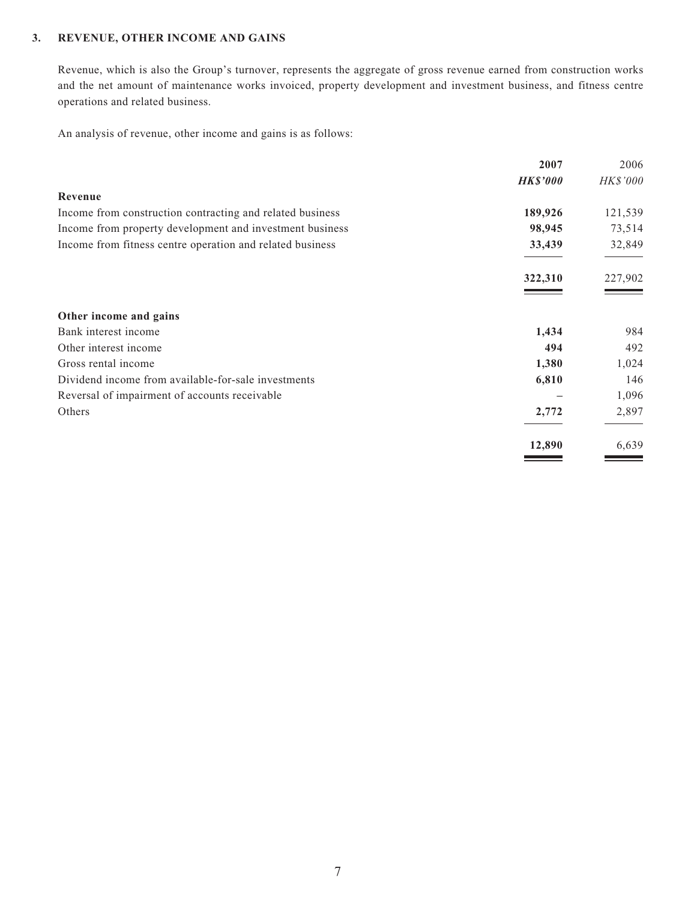### 3. REVENUE, OTHER INCOME AND GAINS

Revenue, which is also the Group's turnover, represents the aggregate of gross revenue earned from construction works and the net amount of maintenance works invoiced, property development and investment business, and fitness centre operations and related business.

An analysis of revenue, other income and gains is as follows:

| | **2007** | 2006 |
|---|---|---|
| | ***HK$'000*** | *HK$'000* |
| **Revenue** | | |
| Income from construction contracting and related business | **189,926** | 121,539 |
| Income from property development and investment business | **98,945** | 73,514 |
| Income from fitness centre operation and related business | **33,439** | 32,849 |
| | **322,310** | 227,902 |
| **Other income and gains** | | |
| Bank interest income | **1,434** | 984 |
| Other interest income | **494** | 492 |
| Gross rental income | **1,380** | 1,024 |
| Dividend income from available-for-sale investments | **6,810** | 146 |
| Reversal of impairment of accounts receivable | **–** | 1,096 |
| Others | **2,772** | 2,897 |
| | **12,890** | 6,639 |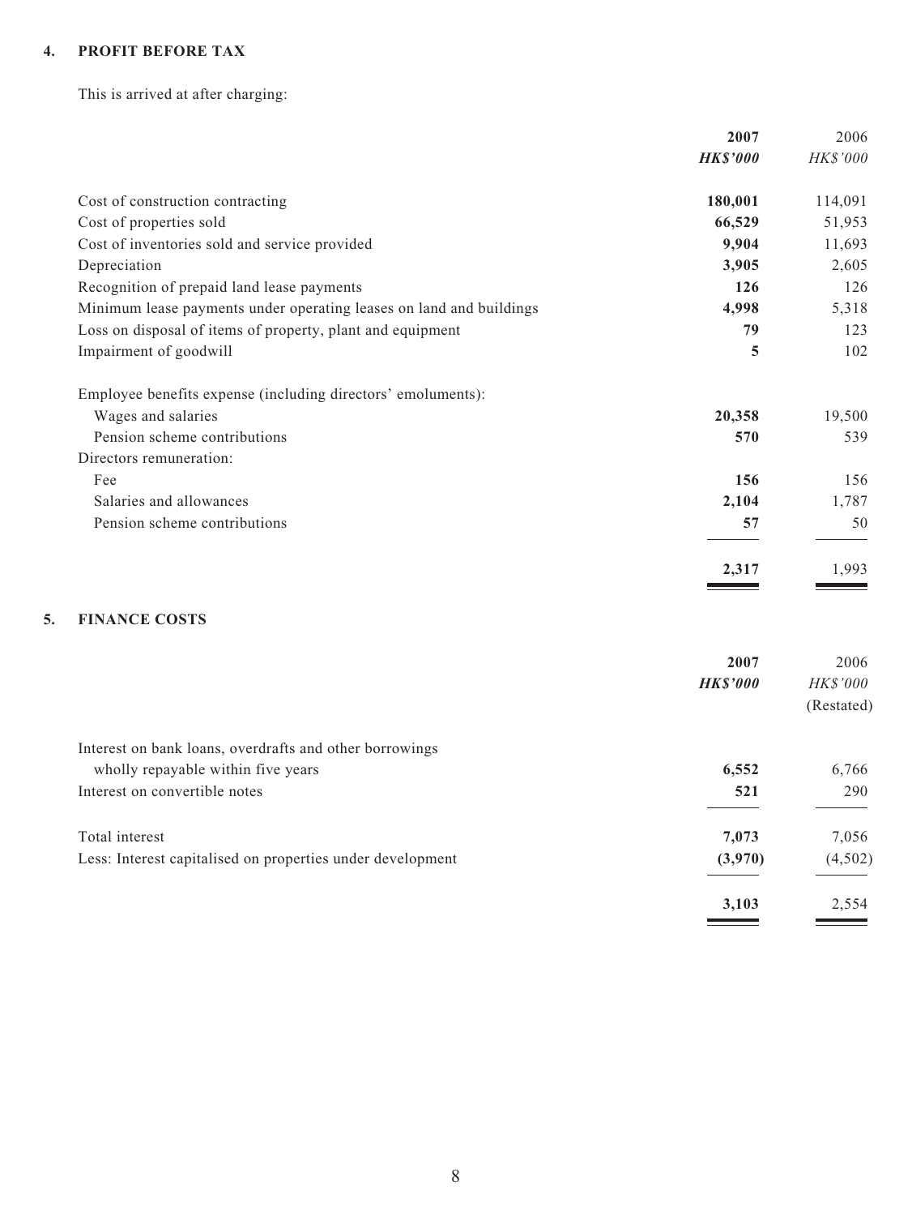## 4. PROFIT BEFORE TAX

This is arrived at after charging:

| | 2007 | 2006 |
|---|---|---|
| | ***HK$'000*** | *HK$'000* |
| Cost of construction contracting | **180,001** | 114,091 |
| Cost of properties sold | **66,529** | 51,953 |
| Cost of inventories sold and service provided | **9,904** | 11,693 |
| Depreciation | **3,905** | 2,605 |
| Recognition of prepaid land lease payments | **126** | 126 |
| Minimum lease payments under operating leases on land and buildings | **4,998** | 5,318 |
| Loss on disposal of items of property, plant and equipment | **79** | 123 |
| Impairment of goodwill | **5** | 102 |
| Employee benefits expense (including directors' emoluments): | | |
| Wages and salaries | **20,358** | 19,500 |
| Pension scheme contributions | **570** | 539 |
| Directors remuneration: | | |
| Fee | **156** | 156 |
| Salaries and allowances | **2,104** | 1,787 |
| Pension scheme contributions | **57** | 50 |
| | **2,317** | 1,993 |

## 5. FINANCE COSTS

| | 2007 | 2006 |
|---|---|---|
| | ***HK$'000*** | *HK$'000* |
| | | (Restated) |
| Interest on bank loans, overdrafts and other borrowings wholly repayable within five years | **6,552** | 6,766 |
| Interest on convertible notes | **521** | 290 |
| Total interest | **7,073** | 7,056 |
| Less: Interest capitalised on properties under development | **(3,970)** | (4,502) |
| | **3,103** | 2,554 |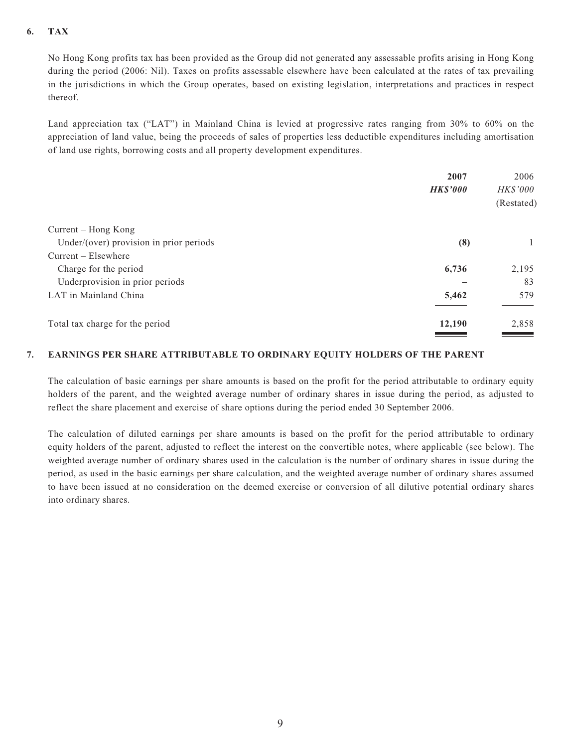## 6. TAX

No Hong Kong profits tax has been provided as the Group did not generated any assessable profits arising in Hong Kong during the period (2006: Nil). Taxes on profits assessable elsewhere have been calculated at the rates of tax prevailing in the jurisdictions in which the Group operates, based on existing legislation, interpretations and practices in respect thereof.

Land appreciation tax ("LAT") in Mainland China is levied at progressive rates ranging from 30% to 60% on the appreciation of land value, being the proceeds of sales of properties less deductible expenditures including amortisation of land use rights, borrowing costs and all property development expenditures.

| | **2007** | 2006 |
|---|---|---|
| | ***HK$'000*** | *HK$'000* |
| | | (Restated) |
| Current – Hong Kong | | |
| Under/(over) provision in prior periods | **(8)** | 1 |
| Current – Elsewhere | | |
| Charge for the period | **6,736** | 2,195 |
| Underprovision in prior periods | **–** | 83 |
| LAT in Mainland China | **5,462** | 579 |
| Total tax charge for the period | **12,190** | 2,858 |

## 7. EARNINGS PER SHARE ATTRIBUTABLE TO ORDINARY EQUITY HOLDERS OF THE PARENT

The calculation of basic earnings per share amounts is based on the profit for the period attributable to ordinary equity holders of the parent, and the weighted average number of ordinary shares in issue during the period, as adjusted to reflect the share placement and exercise of share options during the period ended 30 September 2006.

The calculation of diluted earnings per share amounts is based on the profit for the period attributable to ordinary equity holders of the parent, adjusted to reflect the interest on the convertible notes, where applicable (see below). The weighted average number of ordinary shares used in the calculation is the number of ordinary shares in issue during the period, as used in the basic earnings per share calculation, and the weighted average number of ordinary shares assumed to have been issued at no consideration on the deemed exercise or conversion of all dilutive potential ordinary shares into ordinary shares.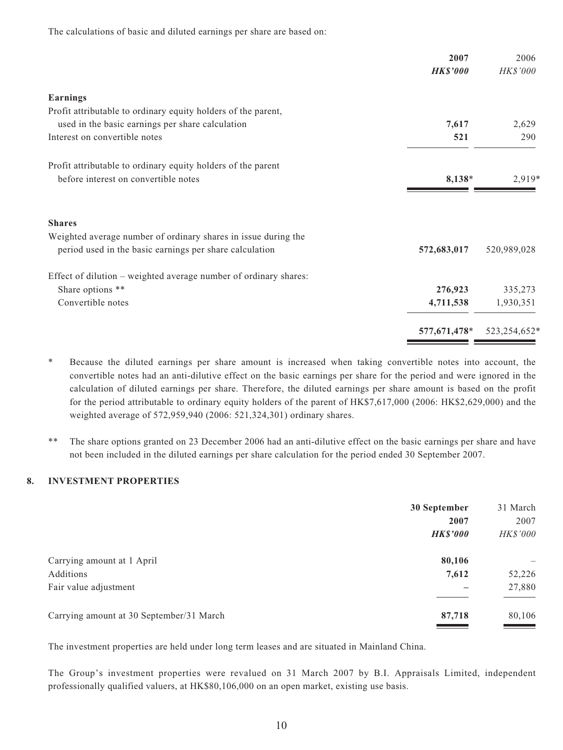The calculations of basic and diluted earnings per share are based on:

| | 2007 | 2006 |
|---|---|---|
| | ***HK$'000*** | *HK$'000* |
| **Earnings** | | |
| Profit attributable to ordinary equity holders of the parent, used in the basic earnings per share calculation | **7,617** | 2,629 |
| Interest on convertible notes | **521** | 290 |
| Profit attributable to ordinary equity holders of the parent before interest on convertible notes | **8,138*** | 2,919* |
| **Shares** | | |
| Weighted average number of ordinary shares in issue during the period used in the basic earnings per share calculation | **572,683,017** | 520,989,028 |
| Effect of dilution – weighted average number of ordinary shares: | | |
| Share options ** | **276,923** | 335,273 |
| Convertible notes | **4,711,538** | 1,930,351 |
| | **577,671,478*** | 523,254,652* |

\* Because the diluted earnings per share amount is increased when taking convertible notes into account, the convertible notes had an anti-dilutive effect on the basic earnings per share for the period and were ignored in the calculation of diluted earnings per share. Therefore, the diluted earnings per share amount is based on the profit for the period attributable to ordinary equity holders of the parent of HK$7,617,000 (2006: HK$2,629,000) and the weighted average of 572,959,940 (2006: 521,324,301) ordinary shares.

\*\* The share options granted on 23 December 2006 had an anti-dilutive effect on the basic earnings per share and have not been included in the diluted earnings per share calculation for the period ended 30 September 2007.

## 8. INVESTMENT PROPERTIES

| | 30 September 2007 | 31 March 2007 |
|---|---|---|
| | ***HK$'000*** | *HK$'000* |
| Carrying amount at 1 April | **80,106** | – |
| Additions | **7,612** | 52,226 |
| Fair value adjustment | **–** | 27,880 |
| Carrying amount at 30 September/31 March | **87,718** | 80,106 |

The investment properties are held under long term leases and are situated in Mainland China.

The Group's investment properties were revalued on 31 March 2007 by B.I. Appraisals Limited, independent professionally qualified valuers, at HK$80,106,000 on an open market, existing use basis.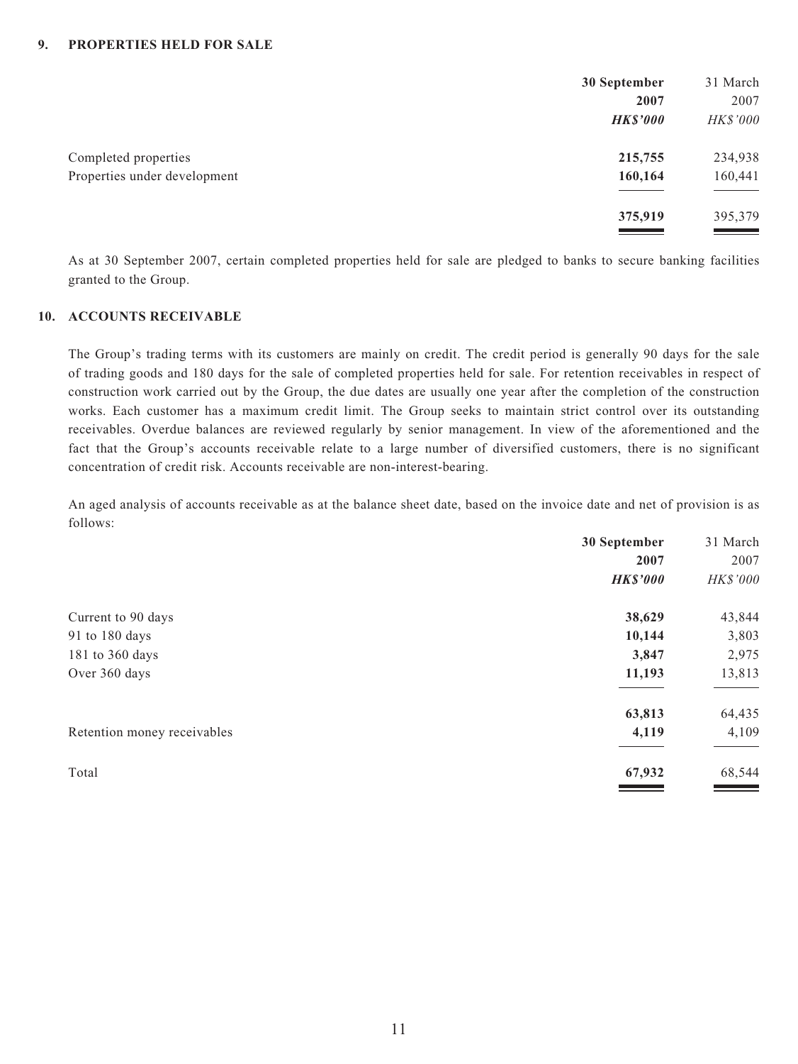### 9. PROPERTIES HELD FOR SALE

| | 30 September 2007 | 31 March 2007 |
|---|---|---|
| | ***HK$'000*** | *HK$'000* |
| Completed properties | **215,755** | 234,938 |
| Properties under development | **160,164** | 160,441 |
| | **375,919** | 395,379 |

As at 30 September 2007, certain completed properties held for sale are pledged to banks to secure banking facilities granted to the Group.

### 10. ACCOUNTS RECEIVABLE

The Group's trading terms with its customers are mainly on credit. The credit period is generally 90 days for the sale of trading goods and 180 days for the sale of completed properties held for sale. For retention receivables in respect of construction work carried out by the Group, the due dates are usually one year after the completion of the construction works. Each customer has a maximum credit limit. The Group seeks to maintain strict control over its outstanding receivables. Overdue balances are reviewed regularly by senior management. In view of the aforementioned and the fact that the Group's accounts receivable relate to a large number of diversified customers, there is no significant concentration of credit risk. Accounts receivable are non-interest-bearing.

An aged analysis of accounts receivable as at the balance sheet date, based on the invoice date and net of provision is as follows:

| | 30 September 2007 | 31 March 2007 |
|---|---|---|
| | ***HK$'000*** | *HK$'000* |
| Current to 90 days | **38,629** | 43,844 |
| 91 to 180 days | **10,144** | 3,803 |
| 181 to 360 days | **3,847** | 2,975 |
| Over 360 days | **11,193** | 13,813 |
| | **63,813** | 64,435 |
| Retention money receivables | **4,119** | 4,109 |
| Total | **67,932** | 68,544 |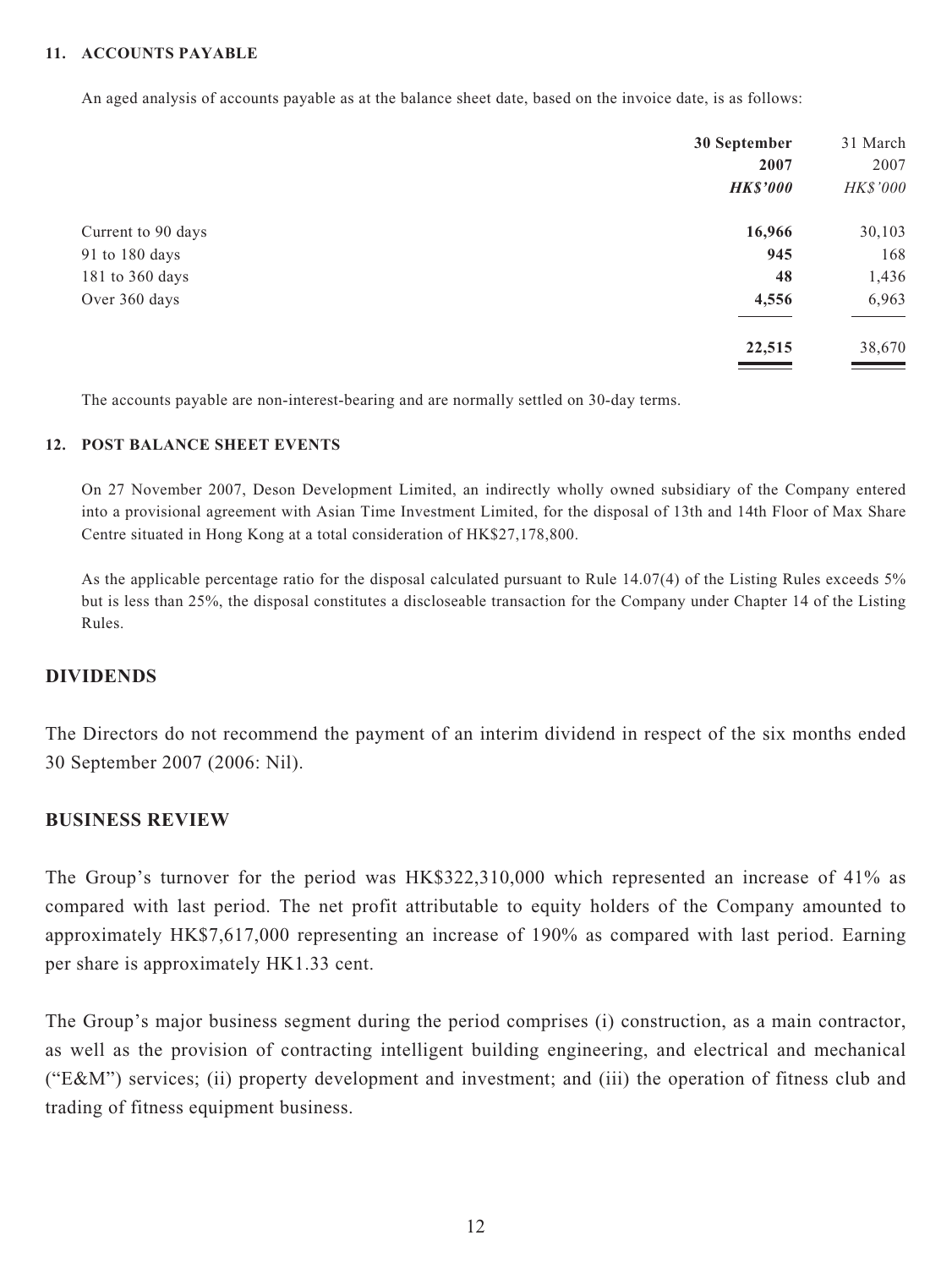### 11. ACCOUNTS PAYABLE

An aged analysis of accounts payable as at the balance sheet date, based on the invoice date, is as follows:

| | **30 September 2007** | 31 March 2007 |
|---|---|---|
| | ***HK$'000*** | *HK$'000* |
| Current to 90 days | **16,966** | 30,103 |
| 91 to 180 days | **945** | 168 |
| 181 to 360 days | **48** | 1,436 |
| Over 360 days | **4,556** | 6,963 |
| | **22,515** | 38,670 |

The accounts payable are non-interest-bearing and are normally settled on 30-day terms.

### 12. POST BALANCE SHEET EVENTS

On 27 November 2007, Deson Development Limited, an indirectly wholly owned subsidiary of the Company entered into a provisional agreement with Asian Time Investment Limited, for the disposal of 13th and 14th Floor of Max Share Centre situated in Hong Kong at a total consideration of HK$27,178,800.

As the applicable percentage ratio for the disposal calculated pursuant to Rule 14.07(4) of the Listing Rules exceeds 5% but is less than 25%, the disposal constitutes a discloseable transaction for the Company under Chapter 14 of the Listing Rules.

## DIVIDENDS

The Directors do not recommend the payment of an interim dividend in respect of the six months ended 30 September 2007 (2006: Nil).

## BUSINESS REVIEW

The Group's turnover for the period was HK$322,310,000 which represented an increase of 41% as compared with last period. The net profit attributable to equity holders of the Company amounted to approximately HK$7,617,000 representing an increase of 190% as compared with last period. Earning per share is approximately HK1.33 cent.

The Group's major business segment during the period comprises (i) construction, as a main contractor, as well as the provision of contracting intelligent building engineering, and electrical and mechanical ("E&M") services; (ii) property development and investment; and (iii) the operation of fitness club and trading of fitness equipment business.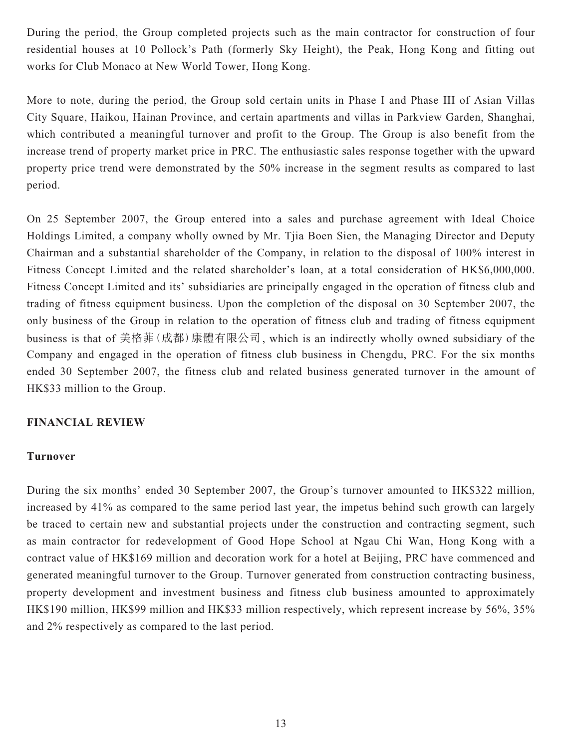During the period, the Group completed projects such as the main contractor for construction of four residential houses at 10 Pollock's Path (formerly Sky Height), the Peak, Hong Kong and fitting out works for Club Monaco at New World Tower, Hong Kong.

More to note, during the period, the Group sold certain units in Phase I and Phase III of Asian Villas City Square, Haikou, Hainan Province, and certain apartments and villas in Parkview Garden, Shanghai, which contributed a meaningful turnover and profit to the Group. The Group is also benefit from the increase trend of property market price in PRC. The enthusiastic sales response together with the upward property price trend were demonstrated by the 50% increase in the segment results as compared to last period.

On 25 September 2007, the Group entered into a sales and purchase agreement with Ideal Choice Holdings Limited, a company wholly owned by Mr. Tjia Boen Sien, the Managing Director and Deputy Chairman and a substantial shareholder of the Company, in relation to the disposal of 100% interest in Fitness Concept Limited and the related shareholder's loan, at a total consideration of HK$6,000,000. Fitness Concept Limited and its' subsidiaries are principally engaged in the operation of fitness club and trading of fitness equipment business. Upon the completion of the disposal on 30 September 2007, the only business of the Group in relation to the operation of fitness club and trading of fitness equipment business is that of 美格菲(成都)康體有限公司, which is an indirectly wholly owned subsidiary of the Company and engaged in the operation of fitness club business in Chengdu, PRC. For the six months ended 30 September 2007, the fitness club and related business generated turnover in the amount of HK$33 million to the Group.

## FINANCIAL REVIEW

### Turnover

During the six months' ended 30 September 2007, the Group's turnover amounted to HK$322 million, increased by 41% as compared to the same period last year, the impetus behind such growth can largely be traced to certain new and substantial projects under the construction and contracting segment, such as main contractor for redevelopment of Good Hope School at Ngau Chi Wan, Hong Kong with a contract value of HK$169 million and decoration work for a hotel at Beijing, PRC have commenced and generated meaningful turnover to the Group. Turnover generated from construction contracting business, property development and investment business and fitness club business amounted to approximately HK$190 million, HK$99 million and HK$33 million respectively, which represent increase by 56%, 35% and 2% respectively as compared to the last period.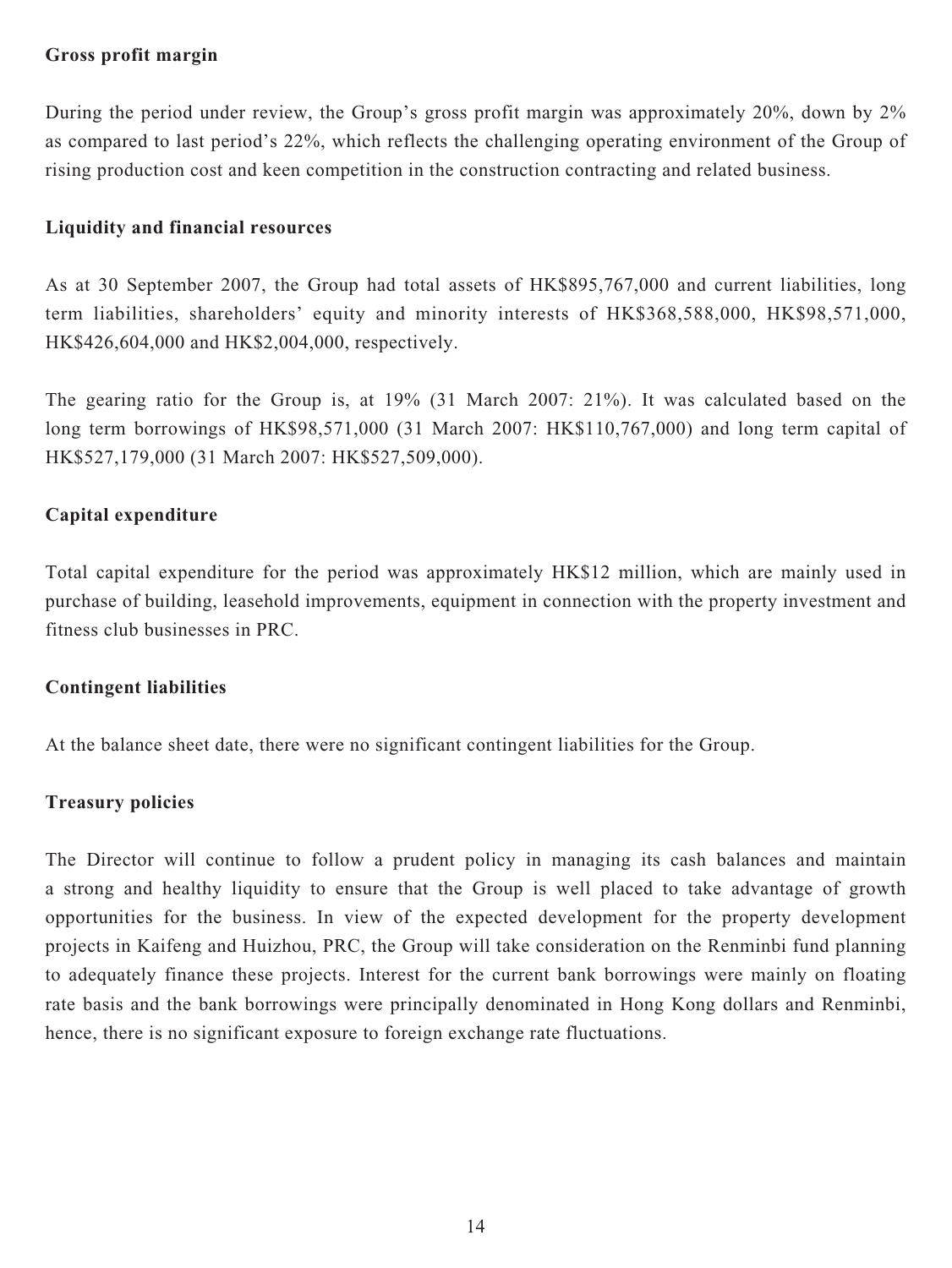**Gross profit margin**

During the period under review, the Group's gross profit margin was approximately 20%, down by 2% as compared to last period's 22%, which reflects the challenging operating environment of the Group of rising production cost and keen competition in the construction contracting and related business.

**Liquidity and financial resources**

As at 30 September 2007, the Group had total assets of HK$895,767,000 and current liabilities, long term liabilities, shareholders' equity and minority interests of HK$368,588,000, HK$98,571,000, HK$426,604,000 and HK$2,004,000, respectively.

The gearing ratio for the Group is, at 19% (31 March 2007: 21%). It was calculated based on the long term borrowings of HK$98,571,000 (31 March 2007: HK$110,767,000) and long term capital of HK$527,179,000 (31 March 2007: HK$527,509,000).

**Capital expenditure**

Total capital expenditure for the period was approximately HK$12 million, which are mainly used in purchase of building, leasehold improvements, equipment in connection with the property investment and fitness club businesses in PRC.

**Contingent liabilities**

At the balance sheet date, there were no significant contingent liabilities for the Group.

**Treasury policies**

The Director will continue to follow a prudent policy in managing its cash balances and maintain a strong and healthy liquidity to ensure that the Group is well placed to take advantage of growth opportunities for the business. In view of the expected development for the property development projects in Kaifeng and Huizhou, PRC, the Group will take consideration on the Renminbi fund planning to adequately finance these projects. Interest for the current bank borrowings were mainly on floating rate basis and the bank borrowings were principally denominated in Hong Kong dollars and Renminbi, hence, there is no significant exposure to foreign exchange rate fluctuations.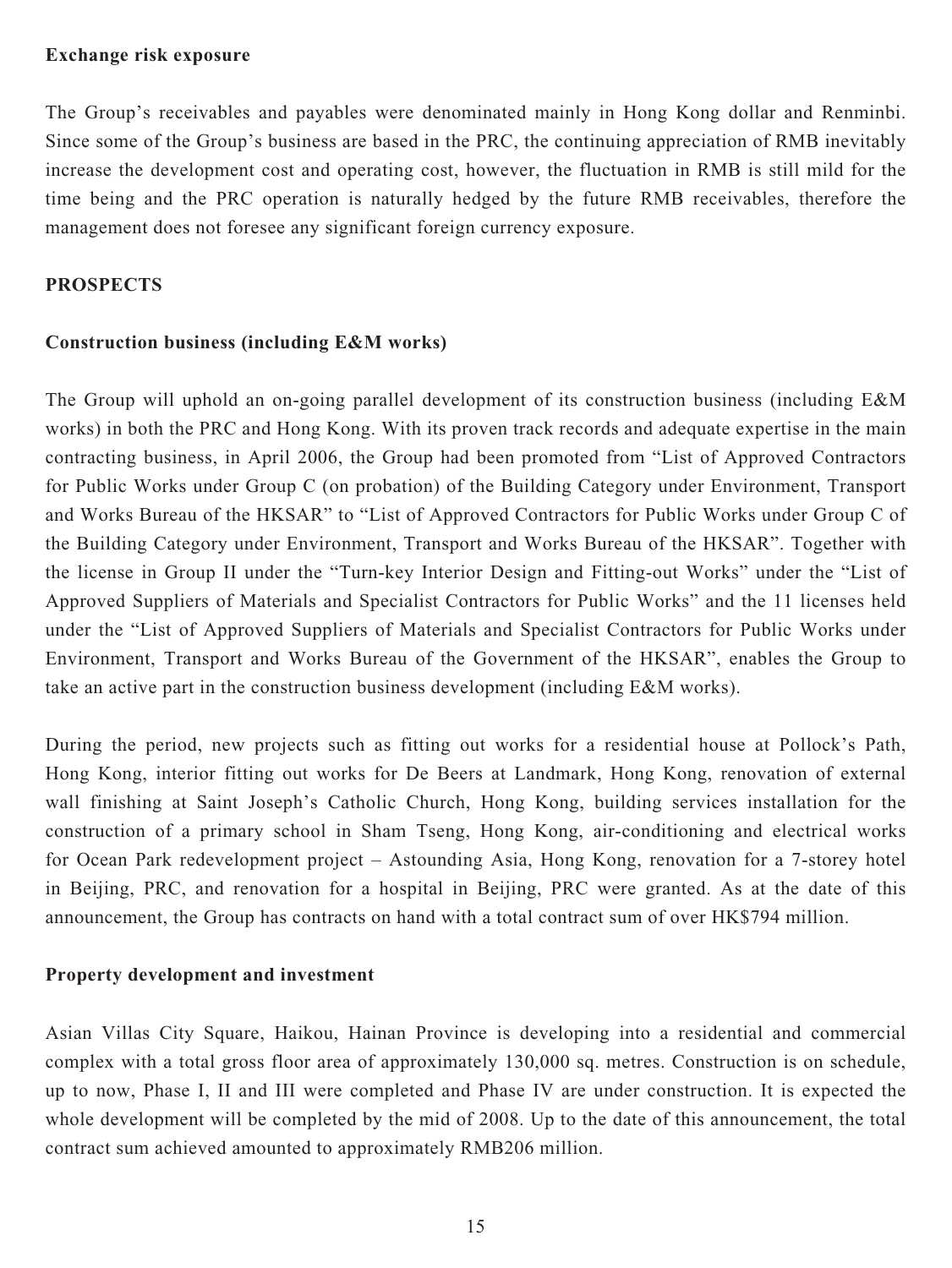**Exchange risk exposure**

The Group's receivables and payables were denominated mainly in Hong Kong dollar and Renminbi. Since some of the Group's business are based in the PRC, the continuing appreciation of RMB inevitably increase the development cost and operating cost, however, the fluctuation in RMB is still mild for the time being and the PRC operation is naturally hedged by the future RMB receivables, therefore the management does not foresee any significant foreign currency exposure.

## PROSPECTS

**Construction business (including E&M works)**

The Group will uphold an on-going parallel development of its construction business (including E&M works) in both the PRC and Hong Kong. With its proven track records and adequate expertise in the main contracting business, in April 2006, the Group had been promoted from "List of Approved Contractors for Public Works under Group C (on probation) of the Building Category under Environment, Transport and Works Bureau of the HKSAR" to "List of Approved Contractors for Public Works under Group C of the Building Category under Environment, Transport and Works Bureau of the HKSAR". Together with the license in Group II under the "Turn-key Interior Design and Fitting-out Works" under the "List of Approved Suppliers of Materials and Specialist Contractors for Public Works" and the 11 licenses held under the "List of Approved Suppliers of Materials and Specialist Contractors for Public Works under Environment, Transport and Works Bureau of the Government of the HKSAR", enables the Group to take an active part in the construction business development (including E&M works).

During the period, new projects such as fitting out works for a residential house at Pollock's Path, Hong Kong, interior fitting out works for De Beers at Landmark, Hong Kong, renovation of external wall finishing at Saint Joseph's Catholic Church, Hong Kong, building services installation for the construction of a primary school in Sham Tseng, Hong Kong, air-conditioning and electrical works for Ocean Park redevelopment project – Astounding Asia, Hong Kong, renovation for a 7-storey hotel in Beijing, PRC, and renovation for a hospital in Beijing, PRC were granted. As at the date of this announcement, the Group has contracts on hand with a total contract sum of over HK$794 million.

**Property development and investment**

Asian Villas City Square, Haikou, Hainan Province is developing into a residential and commercial complex with a total gross floor area of approximately 130,000 sq. metres. Construction is on schedule, up to now, Phase I, II and III were completed and Phase IV are under construction. It is expected the whole development will be completed by the mid of 2008. Up to the date of this announcement, the total contract sum achieved amounted to approximately RMB206 million.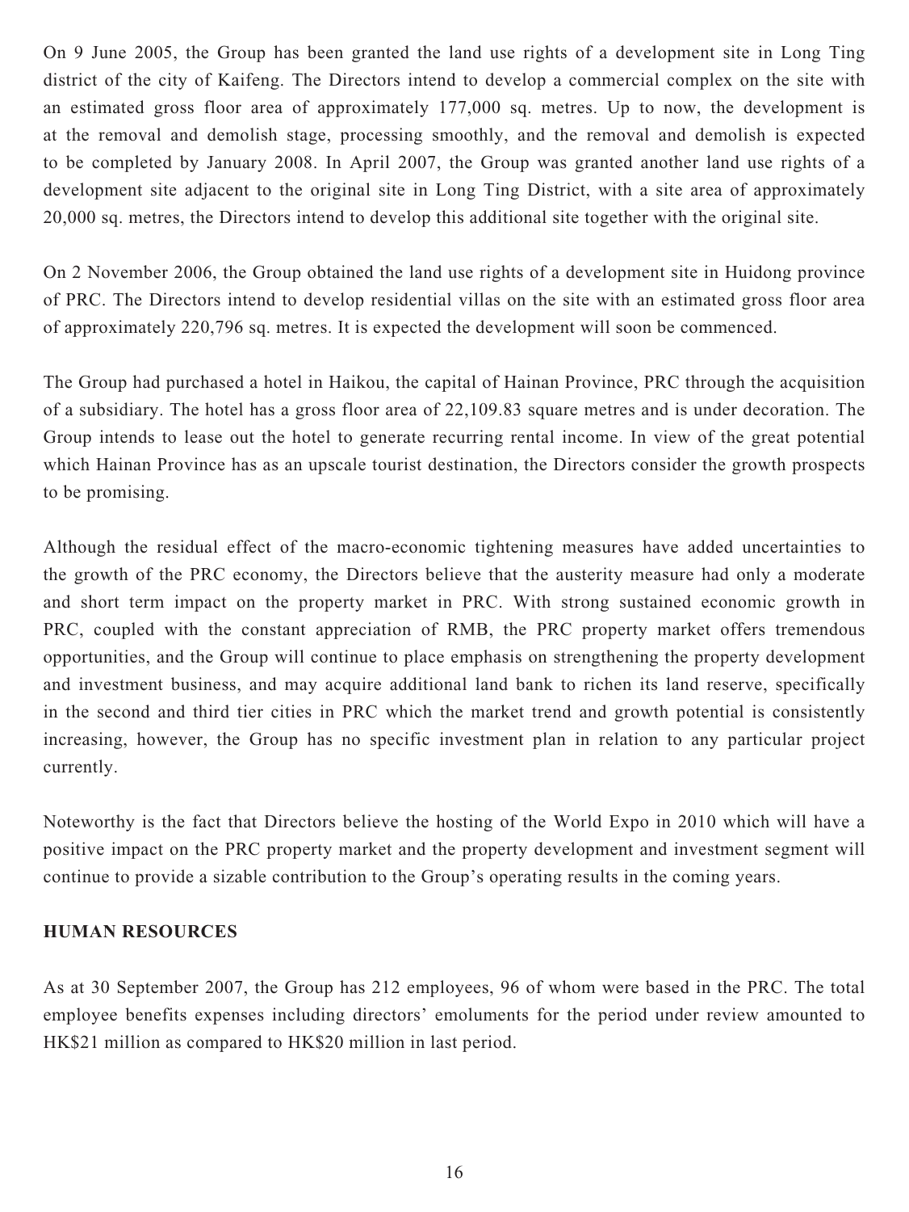On 9 June 2005, the Group has been granted the land use rights of a development site in Long Ting district of the city of Kaifeng. The Directors intend to develop a commercial complex on the site with an estimated gross floor area of approximately 177,000 sq. metres. Up to now, the development is at the removal and demolish stage, processing smoothly, and the removal and demolish is expected to be completed by January 2008. In April 2007, the Group was granted another land use rights of a development site adjacent to the original site in Long Ting District, with a site area of approximately 20,000 sq. metres, the Directors intend to develop this additional site together with the original site.

On 2 November 2006, the Group obtained the land use rights of a development site in Huidong province of PRC. The Directors intend to develop residential villas on the site with an estimated gross floor area of approximately 220,796 sq. metres. It is expected the development will soon be commenced.

The Group had purchased a hotel in Haikou, the capital of Hainan Province, PRC through the acquisition of a subsidiary. The hotel has a gross floor area of 22,109.83 square metres and is under decoration. The Group intends to lease out the hotel to generate recurring rental income. In view of the great potential which Hainan Province has as an upscale tourist destination, the Directors consider the growth prospects to be promising.

Although the residual effect of the macro-economic tightening measures have added uncertainties to the growth of the PRC economy, the Directors believe that the austerity measure had only a moderate and short term impact on the property market in PRC. With strong sustained economic growth in PRC, coupled with the constant appreciation of RMB, the PRC property market offers tremendous opportunities, and the Group will continue to place emphasis on strengthening the property development and investment business, and may acquire additional land bank to richen its land reserve, specifically in the second and third tier cities in PRC which the market trend and growth potential is consistently increasing, however, the Group has no specific investment plan in relation to any particular project currently.

Noteworthy is the fact that Directors believe the hosting of the World Expo in 2010 which will have a positive impact on the PRC property market and the property development and investment segment will continue to provide a sizable contribution to the Group's operating results in the coming years.

## HUMAN RESOURCES

As at 30 September 2007, the Group has 212 employees, 96 of whom were based in the PRC. The total employee benefits expenses including directors' emoluments for the period under review amounted to HK$21 million as compared to HK$20 million in last period.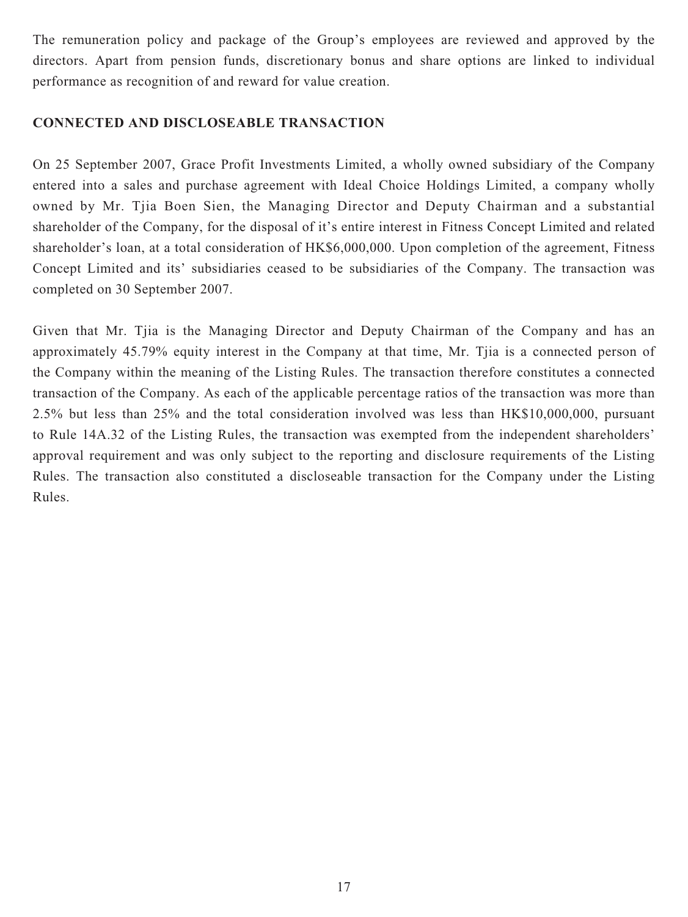The remuneration policy and package of the Group's employees are reviewed and approved by the directors. Apart from pension funds, discretionary bonus and share options are linked to individual performance as recognition of and reward for value creation.

## CONNECTED AND DISCLOSEABLE TRANSACTION

On 25 September 2007, Grace Profit Investments Limited, a wholly owned subsidiary of the Company entered into a sales and purchase agreement with Ideal Choice Holdings Limited, a company wholly owned by Mr. Tjia Boen Sien, the Managing Director and Deputy Chairman and a substantial shareholder of the Company, for the disposal of it's entire interest in Fitness Concept Limited and related shareholder's loan, at a total consideration of HK$6,000,000. Upon completion of the agreement, Fitness Concept Limited and its' subsidiaries ceased to be subsidiaries of the Company. The transaction was completed on 30 September 2007.

Given that Mr. Tjia is the Managing Director and Deputy Chairman of the Company and has an approximately 45.79% equity interest in the Company at that time, Mr. Tjia is a connected person of the Company within the meaning of the Listing Rules. The transaction therefore constitutes a connected transaction of the Company. As each of the applicable percentage ratios of the transaction was more than 2.5% but less than 25% and the total consideration involved was less than HK$10,000,000, pursuant to Rule 14A.32 of the Listing Rules, the transaction was exempted from the independent shareholders' approval requirement and was only subject to the reporting and disclosure requirements of the Listing Rules. The transaction also constituted a discloseable transaction for the Company under the Listing Rules.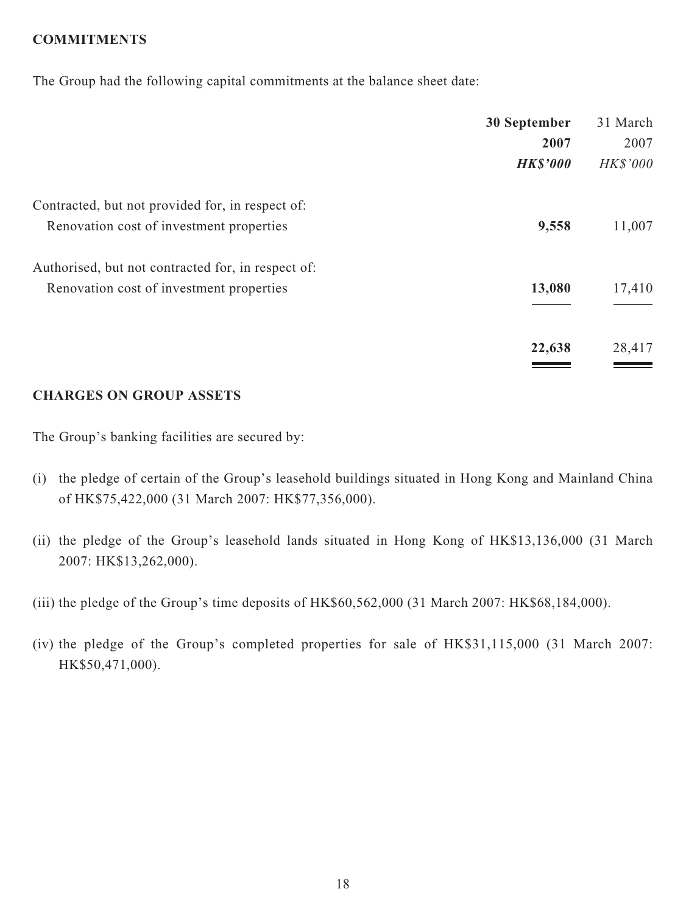## COMMITMENTS

The Group had the following capital commitments at the balance sheet date:

| | **30 September 2007** | 31 March 2007 |
|---|---|---|
| | ***HK$'000*** | *HK$'000* |
| Contracted, but not provided for, in respect of: | | |
| Renovation cost of investment properties | **9,558** | 11,007 |
| Authorised, but not contracted for, in respect of: | | |
| Renovation cost of investment properties | **13,080** | 17,410 |
| | **22,638** | 28,417 |

## CHARGES ON GROUP ASSETS

The Group's banking facilities are secured by:

(i) the pledge of certain of the Group's leasehold buildings situated in Hong Kong and Mainland China of HK$75,422,000 (31 March 2007: HK$77,356,000).

(ii) the pledge of the Group's leasehold lands situated in Hong Kong of HK$13,136,000 (31 March 2007: HK$13,262,000).

(iii) the pledge of the Group's time deposits of HK$60,562,000 (31 March 2007: HK$68,184,000).

(iv) the pledge of the Group's completed properties for sale of HK$31,115,000 (31 March 2007: HK$50,471,000).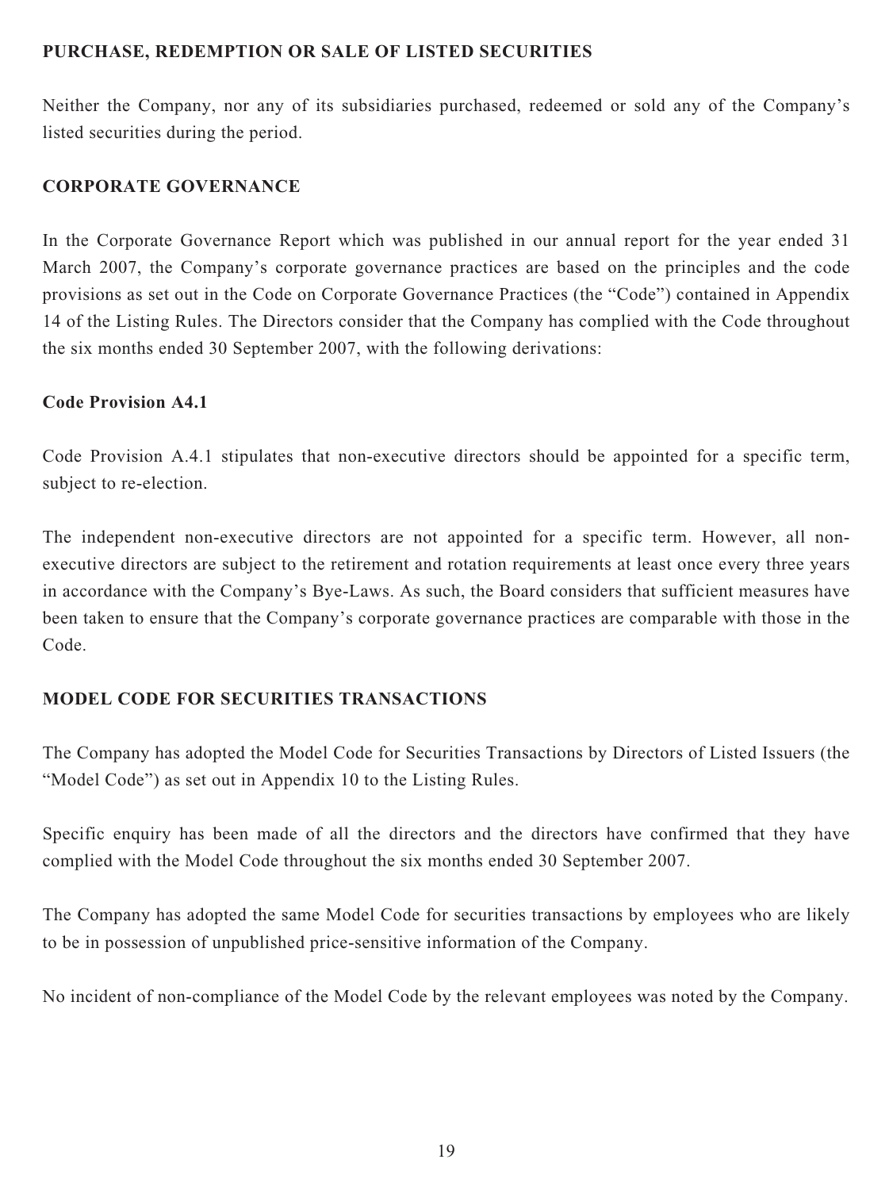## PURCHASE, REDEMPTION OR SALE OF LISTED SECURITIES

Neither the Company, nor any of its subsidiaries purchased, redeemed or sold any of the Company's listed securities during the period.

## CORPORATE GOVERNANCE

In the Corporate Governance Report which was published in our annual report for the year ended 31 March 2007, the Company's corporate governance practices are based on the principles and the code provisions as set out in the Code on Corporate Governance Practices (the "Code") contained in Appendix 14 of the Listing Rules. The Directors consider that the Company has complied with the Code throughout the six months ended 30 September 2007, with the following derivations:

### Code Provision A4.1

Code Provision A.4.1 stipulates that non-executive directors should be appointed for a specific term, subject to re-election.

The independent non-executive directors are not appointed for a specific term. However, all non-executive directors are subject to the retirement and rotation requirements at least once every three years in accordance with the Company's Bye-Laws. As such, the Board considers that sufficient measures have been taken to ensure that the Company's corporate governance practices are comparable with those in the Code.

## MODEL CODE FOR SECURITIES TRANSACTIONS

The Company has adopted the Model Code for Securities Transactions by Directors of Listed Issuers (the "Model Code") as set out in Appendix 10 to the Listing Rules.

Specific enquiry has been made of all the directors and the directors have confirmed that they have complied with the Model Code throughout the six months ended 30 September 2007.

The Company has adopted the same Model Code for securities transactions by employees who are likely to be in possession of unpublished price-sensitive information of the Company.

No incident of non-compliance of the Model Code by the relevant employees was noted by the Company.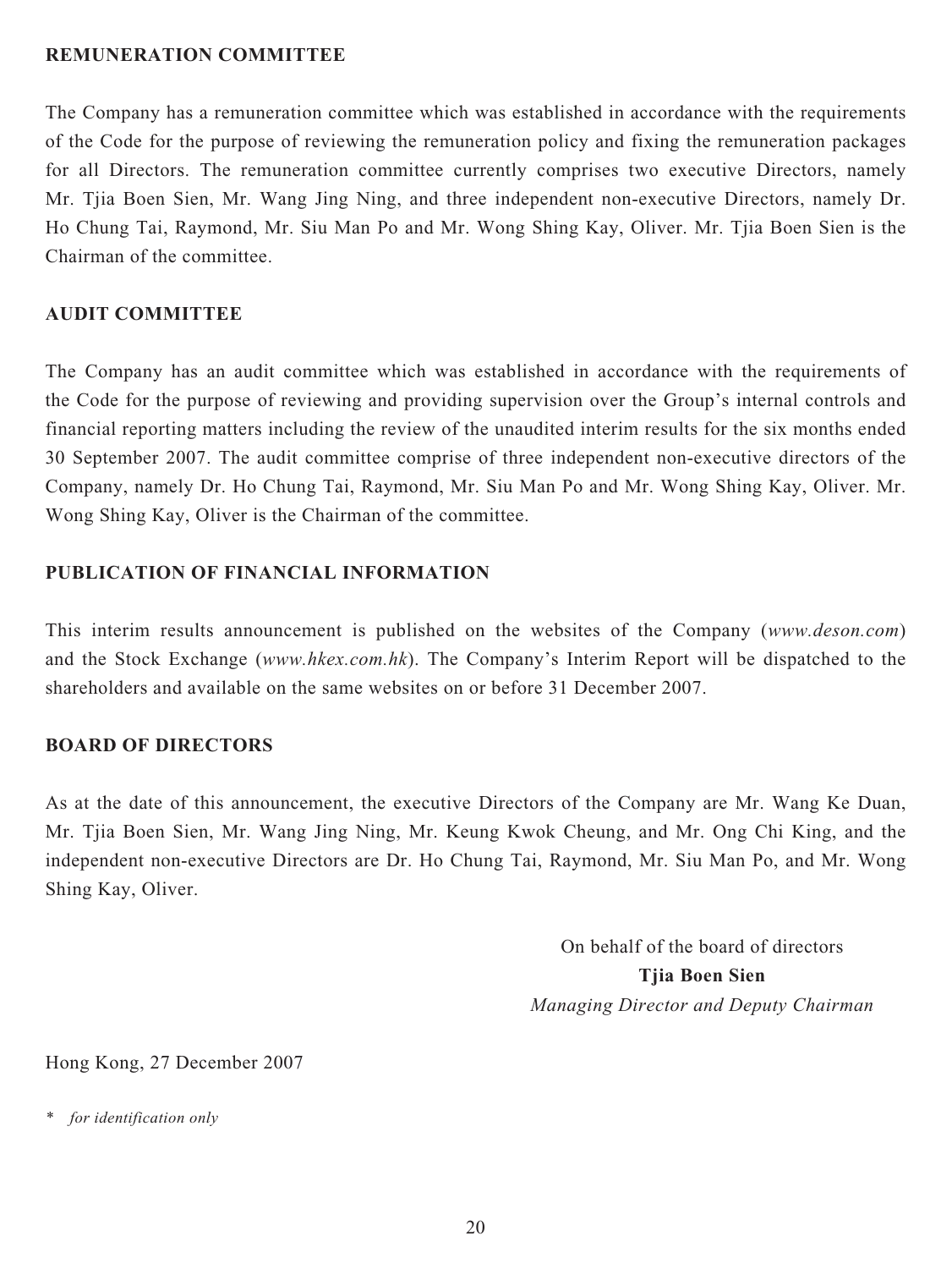## REMUNERATION COMMITTEE

The Company has a remuneration committee which was established in accordance with the requirements of the Code for the purpose of reviewing the remuneration policy and fixing the remuneration packages for all Directors. The remuneration committee currently comprises two executive Directors, namely Mr. Tjia Boen Sien, Mr. Wang Jing Ning, and three independent non-executive Directors, namely Dr. Ho Chung Tai, Raymond, Mr. Siu Man Po and Mr. Wong Shing Kay, Oliver. Mr. Tjia Boen Sien is the Chairman of the committee.

## AUDIT COMMITTEE

The Company has an audit committee which was established in accordance with the requirements of the Code for the purpose of reviewing and providing supervision over the Group's internal controls and financial reporting matters including the review of the unaudited interim results for the six months ended 30 September 2007. The audit committee comprise of three independent non-executive directors of the Company, namely Dr. Ho Chung Tai, Raymond, Mr. Siu Man Po and Mr. Wong Shing Kay, Oliver. Mr. Wong Shing Kay, Oliver is the Chairman of the committee.

## PUBLICATION OF FINANCIAL INFORMATION

This interim results announcement is published on the websites of the Company (*www.deson.com*) and the Stock Exchange (*www.hkex.com.hk*). The Company's Interim Report will be dispatched to the shareholders and available on the same websites on or before 31 December 2007.

## BOARD OF DIRECTORS

As at the date of this announcement, the executive Directors of the Company are Mr. Wang Ke Duan, Mr. Tjia Boen Sien, Mr. Wang Jing Ning, Mr. Keung Kwok Cheung, and Mr. Ong Chi King, and the independent non-executive Directors are Dr. Ho Chung Tai, Raymond, Mr. Siu Man Po, and Mr. Wong Shing Kay, Oliver.

On behalf of the board of directors
**Tjia Boen Sien**
*Managing Director and Deputy Chairman*

Hong Kong, 27 December 2007

\* *for identification only*